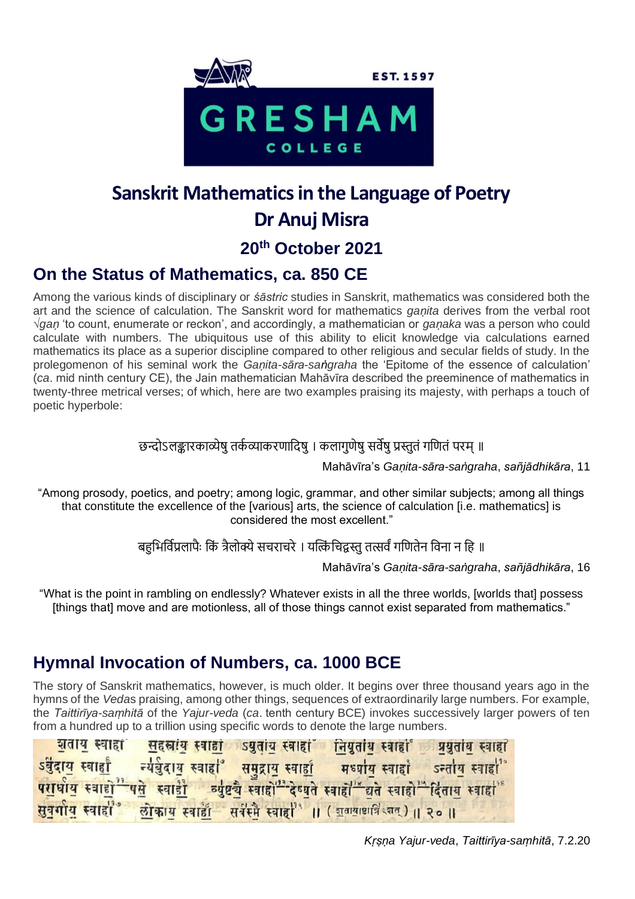# Sanskrit Mathematics in the Language of Poetry

## Dr Anuj Misra

### 20th October 2021

## On the Status of Mathematics, ca. 850 CE

Among the various kinds of disciplinary or *śāstric* studies in Sanskrit, mathematics was considered both the art and the science of calculation. The Sanskrit word for mathematics *gaṇita* derives from the verbal root √*gaṇ* 'to count, enumerate or reckon', and accordingly, a mathematician or *gaṇaka* was a person who could calculate with numbers. The ubiquitous use of this ability to elicit knowledge via calculations earned mathematics its place as a superior discipline compared to other religious and secular fields of study. In the prolegomenon of his seminal work the *Gaṇita-sāra-saṅgraha* the 'Epitome of the essence of calculation' (*ca*. mid ninth century CE), the Jain mathematician Mahāvīra described the preeminence of mathematics in twenty-three metrical verses; of which, here are two examples praising its majesty, with perhaps a touch of poetic hyperbole:

छन्दोऽलङ्कारकाव्येषु तर्कव्याकरणादिषु । कलागुणेषु सर्वेषु प्रस्तुतं गणितं परम् ॥

Mahāvīra's *Gaṇita-sāra-saṅgraha*, *sañjādhikāra*, 11

"Among prosody, poetics, and poetry; among logic, grammar, and other similar subjects; among all things that constitute the excellence of the [various] arts, the science of calculation [i.e. mathematics] is considered the most excellent."

बहुभिर्विप्रलापैः किं त्रैलोक्ये सचराचरे । यत्किंचिद्वस्तु तत्सर्वं गणितेन विना न हि ॥

Mahāvīra's *Gaṇita-sāra-saṅgraha*, *sañjādhikāra*, 16

"What is the point in rambling on endlessly? Whatever exists in all the three worlds, [worlds that] possess [things that] move and are motionless, all of those things cannot exist separated from mathematics."

## Hymnal Invocation of Numbers, ca. 1000 BCE

The story of Sanskrit mathematics, however, is much older. It begins over three thousand years ago in the hymns of the *Vedas* praising, among other things, sequences of extraordinarily large numbers. For example, the *Taittirīya-saṃhitā* of the *Yajur-veda* (*ca*. tenth century BCE) invokes successively larger powers of ten from a hundred up to a trillion using specific words to denote the large numbers.

शताय स्वाहा सहस्राय स्वाहा ऽयुताय स्वाहा नियुताय स्वाहा प्रयुताय स्वाहा ऽर्बुदाय स्वाहा न्यर्बुदाय स्वाहा समुद्राय स्वाहा मध्याय स्वाहा ऽन्ताय स्वाहा परार्धाय स्वाहोषसे स्वाहा व्युष्ट्यै स्वाहोदेष्यते स्वाहोद्यते स्वाहोदिताय स्वाहा सुवर्गाय स्वाहा लोकाय स्वाहा सर्वस्मै स्वाहा ॥ (शतायाद्यान्विंशतिः) ॥ २० ॥

*Kṛṣṇa Yajur-veda*, *Taittirīya-saṃhitā*, 7.2.20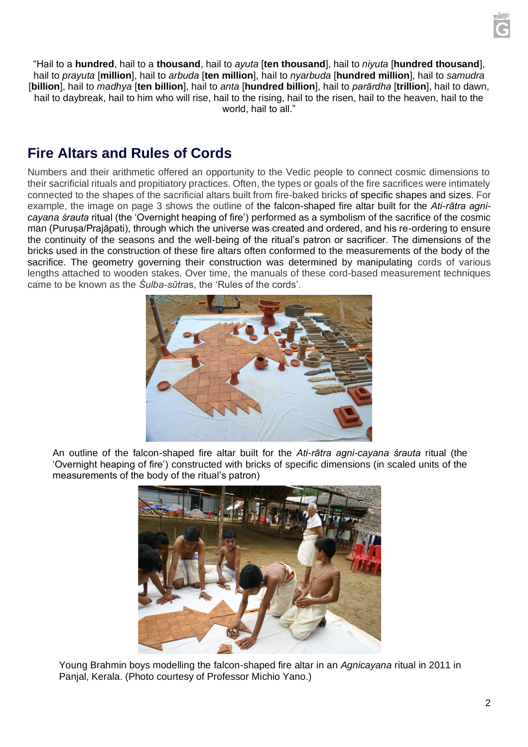"Hail to a **hundred**, hail to a **thousand**, hail to *ayuta* [**ten thousand**], hail to *niyuta* [**hundred thousand**], hail to *prayuta* [**million**], hail to *arbuda* [**ten million**], hail to *nyarbuda* [**hundred million**], hail to *samudra* [**billion**], hail to *madhya* [**ten billion**], hail to *anta* [**hundred billion**], hail to *parārdha* [**trillion**], hail to dawn, hail to daybreak, hail to him who will rise, hail to the rising, hail to the risen, hail to the heaven, hail to the world, hail to all."

## Fire Altars and Rules of Cords

Numbers and their arithmetic offered an opportunity to the Vedic people to connect cosmic dimensions to their sacrificial rituals and propitiatory practices. Often, the types or goals of the fire sacrifices were intimately connected to the shapes of the sacrificial altars built from fire-baked bricks of specific shapes and sizes. For example, the image on page 3 shows the outline of the falcon-shaped fire altar built for the *Ati-rātra agni-cayana śrauta* ritual (the 'Overnight heaping of fire') performed as a symbolism of the sacrifice of the cosmic man (Puruṣa/Prajāpati), through which the universe was created and ordered, and his re-ordering to ensure the continuity of the seasons and the well-being of the ritual's patron or sacrificer. The dimensions of the bricks used in the construction of these fire altars often conformed to the measurements of the body of the sacrifice. The geometry governing their construction was determined by manipulating cords of various lengths attached to wooden stakes. Over time, the manuals of these cord-based measurement techniques came to be known as the *Śulba-sūtra*s, the 'Rules of the cords'.

An outline of the falcon-shaped fire altar built for the *Ati-rātra agni-cayana śrauta* ritual (the 'Overnight heaping of fire') constructed with bricks of specific dimensions (in scaled units of the measurements of the body of the ritual's patron)

Young Brahmin boys modelling the falcon-shaped fire altar in an *Agnicayana* ritual in 2011 in Panjal, Kerala. (Photo courtesy of Professor Michio Yano.)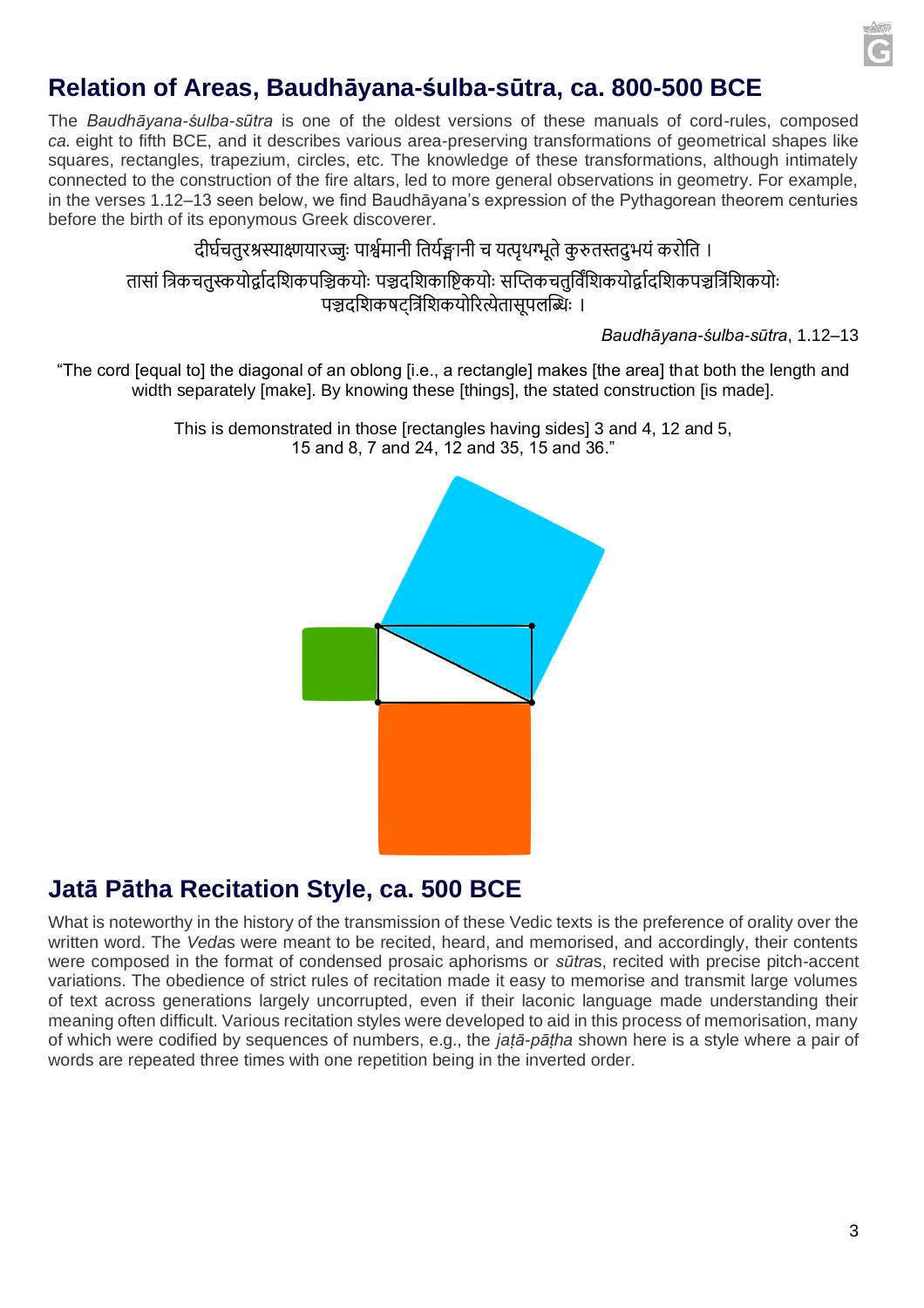## Relation of Areas, Baudhāyana-śulba-sūtra, ca. 800-500 BCE

The *Baudhāyana-śulba-sūtra* is one of the oldest versions of these manuals of cord-rules, composed *ca.* eight to fifth BCE, and it describes various area-preserving transformations of geometrical shapes like squares, rectangles, trapezium, circles, etc. The knowledge of these transformations, although intimately connected to the construction of the fire altars, led to more general observations in geometry. For example, in the verses 1.12–13 seen below, we find Baudhāyana's expression of the Pythagorean theorem centuries before the birth of its eponymous Greek discoverer.

दीर्घचतुरश्रस्याक्ष्णयारज्जुः पार्श्वमानी तिर्यङ्मानी च यत्पृथग्भूते कुरुतस्तदुभयं करोति ।

तासां त्रिकचतुस्कयोर्द्वादशिकपञ्चिकयोः पञ्चदशिकाष्टिकयोः सप्तिकचतुर्विंशिकयोर्द्वादशिकपञ्चत्रिंशिकयोः पञ्चदशिकषट्त्रिंशिकयोरित्येतासूपलब्धिः ।

*Baudhāyana-śulba-sūtra*, 1.12–13

"The cord [equal to] the diagonal of an oblong [i.e., a rectangle] makes [the area] that both the length and width separately [make]. By knowing these [things], the stated construction [is made].

This is demonstrated in those [rectangles having sides] 3 and 4, 12 and 5, 15 and 8, 7 and 24, 12 and 35, 15 and 36."

## Jatā Pātha Recitation Style, ca. 500 BCE

What is noteworthy in the history of the transmission of these Vedic texts is the preference of orality over the written word. The *Vedas* were meant to be recited, heard, and memorised, and accordingly, their contents were composed in the format of condensed prosaic aphorisms or *sūtra*s, recited with precise pitch-accent variations. The obedience of strict rules of recitation made it easy to memorise and transmit large volumes of text across generations largely uncorrupted, even if their laconic language made understanding their meaning often difficult. Various recitation styles were developed to aid in this process of memorisation, many of which were codified by sequences of numbers, e.g., the *jaṭā-pāṭha* shown here is a style where a pair of words are repeated three times with one repetition being in the inverted order.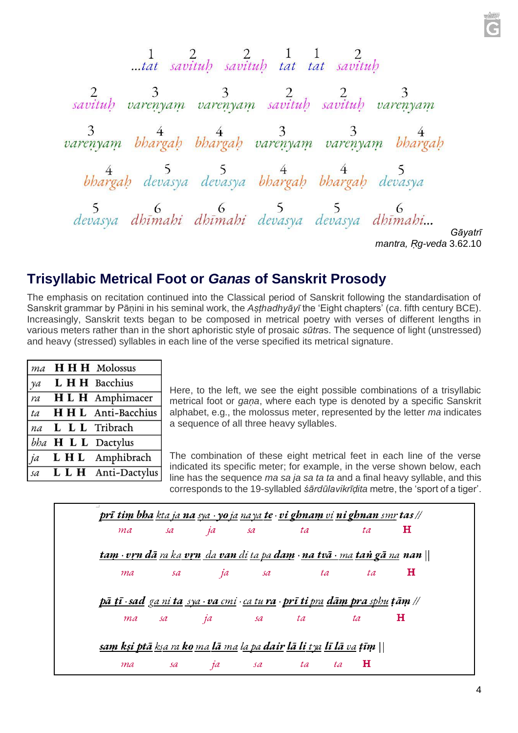1 2 2 1 1 2
...*tat savituḥ savituḥ tat tat savituḥ*

2 3 3 2 2 3
*savituḥ vareṇyaṃ vareṇyaṃ savituḥ savituḥ vareṇyaṃ*

3 4 4 3 3 4
*vareṇyaṃ bhargaḥ bhargaḥ vareṇyaṃ vareṇyaṃ bhargaḥ*

4 5 5 4 4 5
*bhargaḥ devasya devasya bhargaḥ bhargaḥ devasya*

5 6 6 5 5 6
*devasya dhīmahi dhīmahi devasya devasya dhīmahi*...

*Gāyatrī mantra, Ṛg-veda* 3.62.10

## Trisyllabic Metrical Foot or *Ganas* of Sanskrit Prosody

The emphasis on recitation continued into the Classical period of Sanskrit following the standardisation of Sanskrit grammar by Pāṇini in his seminal work, the *Aṣthadhyāyī* the 'Eight chapters' (*ca*. fifth century BCE). Increasingly, Sanskrit texts began to be composed in metrical poetry with verses of different lengths in various meters rather than in the short aphoristic style of prosaic *sūtra*s. The sequence of light (unstressed) and heavy (stressed) syllables in each line of the verse specified its metrical signature.

| *ma* | **H H H** | Molossus |
|---|---|---|
| *ya* | **L H H** | Bacchius |
| *ra* | **H L H** | Amphimacer |
| *ta* | **H H L** | Anti-Bacchius |
| *na* | **L L L** | Tribrach |
| *bha* | **H L L** | Dactylus |
| *ja* | **L H L** | Amphibrach |
| *sa* | **L L H** | Anti-Dactylus |

Here, to the left, we see the eight possible combinations of a trisyllabic metrical foot or *gaṇa*, where each type is denoted by a specific Sanskrit alphabet, e.g., the molossus meter, represented by the letter *ma* indicates a sequence of all three heavy syllables.

The combination of these eight metrical feet in each line of the verse indicated its specific meter; for example, in the verse shown below, each line has the sequence *ma sa ja sa ta ta* and a final heavy syllable, and this corresponds to the 19-syllabled *śārdūlavikrīḍita* metre, the 'sport of a tiger'.

***prī tiṃ bha** kta ja **na** sya · **yo** ja na ya **te** · **vi ghnaṃ** vi **ni ghnan** smṛ **tas** //*
*ma sa ja sa ta ta* **H**

***taṃ · vṛn dā** ra ka **vṛn** da **van** di ta pa **daṃ** · **na tvā** · ma **taṅ gā** na **nan** ||*
*ma sa ja sa ta ta* **H**

***pā tī · sad** ga ni **ta** sya · **va** cmi · ca tu **ra** · **prī ti** pra **dāṃ pra** sphu **ṭāṃ** //*
*ma sa ja sa ta ta* **H**

***saṃ kṣi ptā** kṣa ra **ko** ma **lā** ma la pa **dair lā li** tya **lī lā** va **ṭīṃ** ||*
*ma sa ja sa ta ta* **H**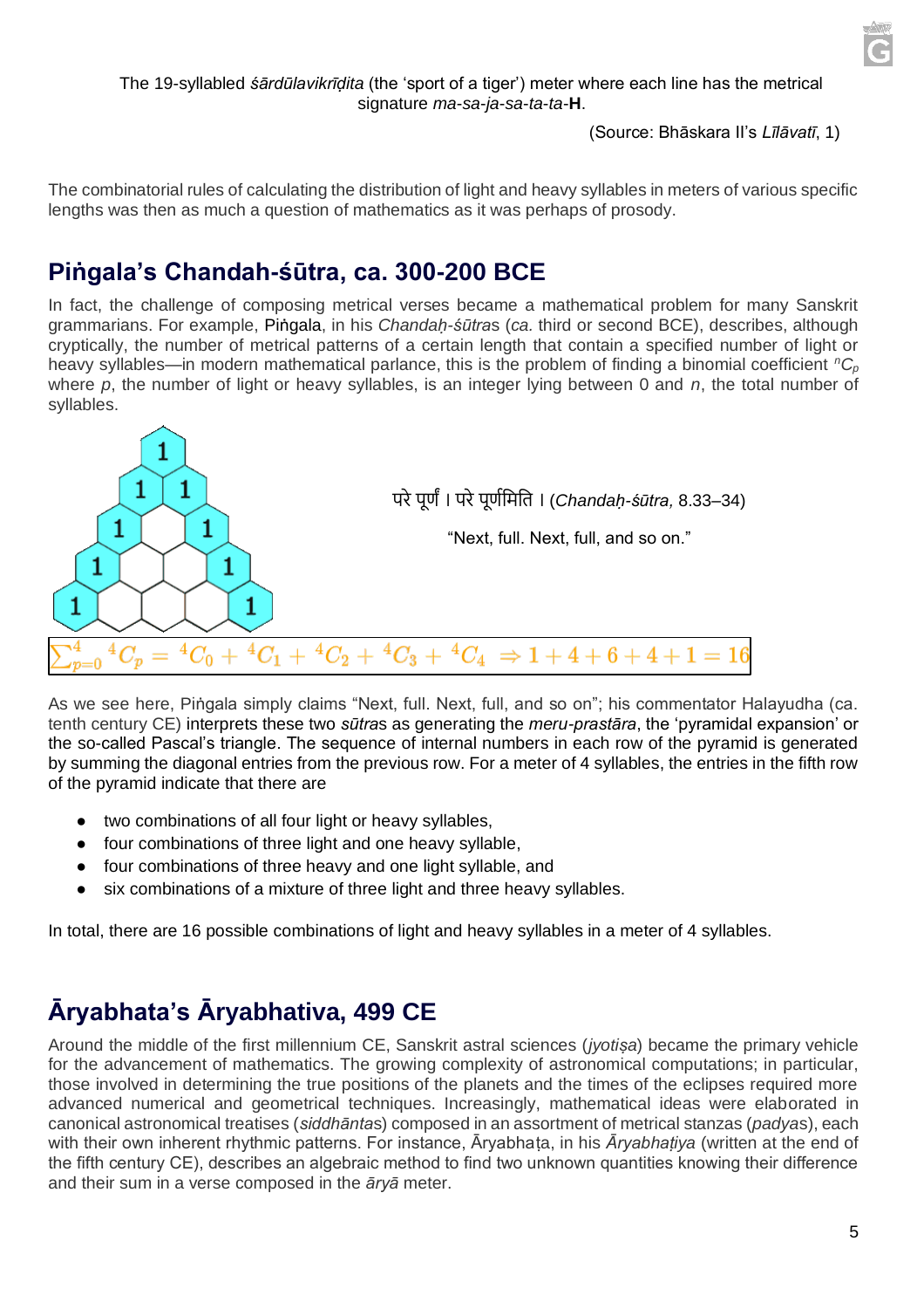The 19-syllabled *śārdūlavikrīḍita* (the 'sport of a tiger') meter where each line has the metrical signature *ma-sa-ja-sa-ta-ta-***H**.

(Source: Bhāskara II's *Līlāvatī*, 1)

The combinatorial rules of calculating the distribution of light and heavy syllables in meters of various specific lengths was then as much a question of mathematics as it was perhaps of prosody.

## Piṅgala's Chandah-śūtra, ca. 300-200 BCE

In fact, the challenge of composing metrical verses became a mathematical problem for many Sanskrit grammarians. For example, Piṅgala, in his *Chandaḥ-śūtra*s (*ca.* third or second BCE), describes, although cryptically, the number of metrical patterns of a certain length that contain a specified number of light or heavy syllables—in modern mathematical parlance, this is the problem of finding a binomial coefficient ${}^{n}C_{p}$ where *p*, the number of light or heavy syllables, is an integer lying between 0 and *n*, the total number of syllables.

परे पूर्णं । परे पूर्णमिति । (*Chandaḥ-śūtra,* 8.33–34)

"Next, full. Next, full, and so on."

$$\sum_{p=0}^{4} {}^{4}C_{p} = {}^{4}C_{0} + {}^{4}C_{1} + {}^{4}C_{2} + {}^{4}C_{3} + {}^{4}C_{4} \Rightarrow 1 + 4 + 6 + 4 + 1 = 16$$

As we see here, Piṅgala simply claims "Next, full. Next, full, and so on"; his commentator Halayudha (ca. tenth century CE) interprets these two *sūtra*s as generating the *meru-prastāra*, the 'pyramidal expansion' or the so-called Pascal's triangle. The sequence of internal numbers in each row of the pyramid is generated by summing the diagonal entries from the previous row. For a meter of 4 syllables, the entries in the fifth row of the pyramid indicate that there are

- two combinations of all four light or heavy syllables,
- four combinations of three light and one heavy syllable,
- four combinations of three heavy and one light syllable, and
- six combinations of a mixture of three light and three heavy syllables.

In total, there are 16 possible combinations of light and heavy syllables in a meter of 4 syllables.

## Āryabhata's Āryabhativa, 499 CE

Around the middle of the first millennium CE, Sanskrit astral sciences (*jyotiṣa*) became the primary vehicle for the advancement of mathematics. The growing complexity of astronomical computations; in particular, those involved in determining the true positions of the planets and the times of the eclipses required more advanced numerical and geometrical techniques. Increasingly, mathematical ideas were elaborated in canonical astronomical treatises (*siddhāntas*) composed in an assortment of metrical stanzas (*padyas*), each with their own inherent rhythmic patterns. For instance, Āryabhaṭa, in his *Āryabhaṭiya* (written at the end of the fifth century CE), describes an algebraic method to find two unknown quantities knowing their difference and their sum in a verse composed in the *āryā* meter.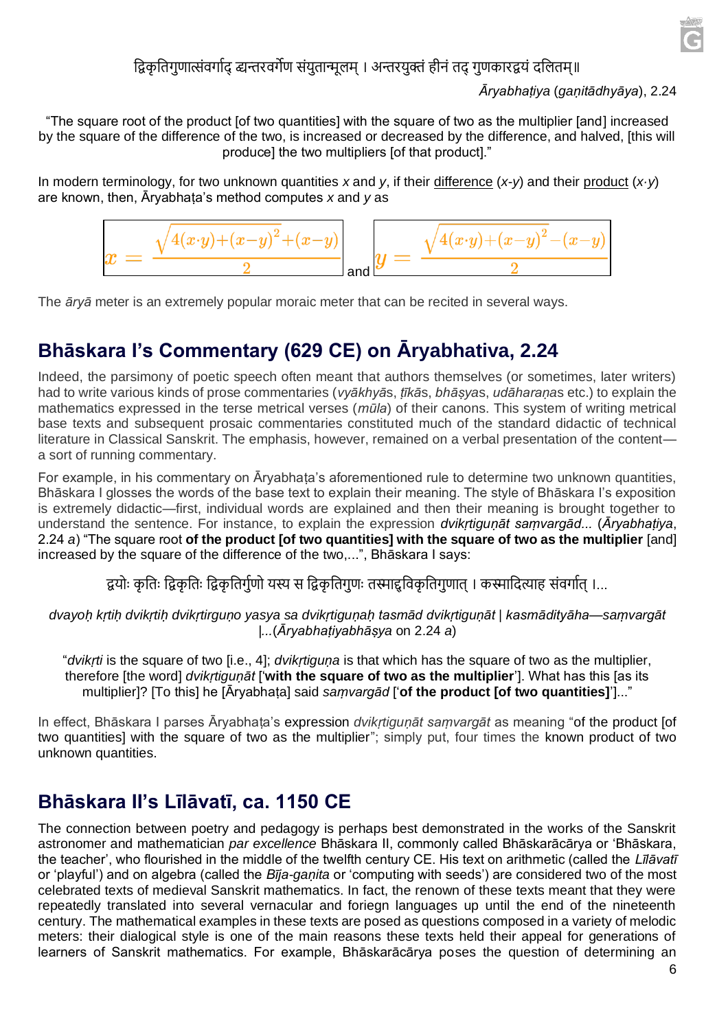द्विकृतिगुणात्संवर्गाद् द्व्यन्तरवर्गेण संयुतान्मूलम् । अन्तरयुक्तं हीनं तद् गुणकारद्वयं दलितम्॥

*Āryabhaṭiya* (*gaṇitādhyāya*), 2.24

"The square root of the product [of two quantities] with the square of two as the multiplier [and] increased by the square of the difference of the two, is increased or decreased by the difference, and halved, [this will produce] the two multipliers [of that product]."

In modern terminology, for two unknown quantities *x* and *y*, if their difference (*x*-*y*) and their product (*x*·*y*) are known, then, Āryabhaṭa's method computes *x* and *y* as

$$x = \frac{\sqrt{4(x\cdot y)+(x-y)^2}+(x-y)}{2} \quad \text{and} \quad y = \frac{\sqrt{4(x\cdot y)+(x-y)^2}-(x-y)}{2}$$

The *āryā* meter is an extremely popular moraic meter that can be recited in several ways.

## Bhāskara I's Commentary (629 CE) on Āryabhativa, 2.24

Indeed, the parsimony of poetic speech often meant that authors themselves (or sometimes, later writers) had to write various kinds of prose commentaries (*vyākhyā*s, *ṭīkā*s, *bhāṣya*s, *udāharaṇa*s etc.) to explain the mathematics expressed in the terse metrical verses (*mūla*) of their canons. This system of writing metrical base texts and subsequent prosaic commentaries constituted much of the standard didactic of technical literature in Classical Sanskrit. The emphasis, however, remained on a verbal presentation of the content—a sort of running commentary.

For example, in his commentary on Āryabhaṭa's aforementioned rule to determine two unknown quantities, Bhāskara I glosses the words of the base text to explain their meaning. The style of Bhāskara I's exposition is extremely didactic—first, individual words are explained and then their meaning is brought together to understand the sentence. For instance, to explain the expression *dvikṛtiguṇāt saṃvargād...* (*Āryabhaṭiya*, 2.24 *a*) "The square root **of the product [of two quantities] with the square of two as the multiplier** [and] increased by the square of the difference of the two,...", Bhāskara I says:

द्वयोः कृतिः द्विकृतिः द्विकृतिर्गुणो यस्य स द्विकृतिगुणः तस्माद्द्विकृतिगुणात् । कस्मादित्याह संवर्गात् ।...

*dvayoḥ kṛtiḥ dvikṛtiḥ dvikṛtirguṇo yasya sa dvikṛtiguṇaḥ tasmād dvikṛtiguṇāt | kasmādityāha—saṃvargāt |...*(*Āryabhaṭiyabhāṣya* on 2.24 *a*)

"*dvikṛti* is the square of two [i.e., 4]; *dvikṛtiguṇa* is that which has the square of two as the multiplier, therefore [the word] *dvikṛtiguṇāt* ['**with the square of two as the multiplier**']. What has this [as its multiplier]? [To this] he [Āryabhaṭa] said *saṃvargād* ['**of the product [of two quantities]**']..."

In effect, Bhāskara I parses Āryabhaṭa's expression *dvikṛtiguṇāt saṃvargāt* as meaning "of the product [of two quantities] with the square of two as the multiplier"; simply put, four times the known product of two unknown quantities.

## Bhāskara II's Līlāvatī, ca. 1150 CE

The connection between poetry and pedagogy is perhaps best demonstrated in the works of the Sanskrit astronomer and mathematician *par excellence* Bhāskara II, commonly called Bhāskarācārya or 'Bhāskara, the teacher', who flourished in the middle of the twelfth century CE. His text on arithmetic (called the *Līlāvatī* or 'playful') and on algebra (called the *Bīja-gaṇita* or 'computing with seeds') are considered two of the most celebrated texts of medieval Sanskrit mathematics. In fact, the renown of these texts meant that they were repeatedly translated into several vernacular and foriegn languages up until the end of the nineteenth century. The mathematical examples in these texts are posed as questions composed in a variety of melodic meters: their dialogical style is one of the main reasons these texts held their appeal for generations of learners of Sanskrit mathematics. For example, Bhāskarācārya poses the question of determining an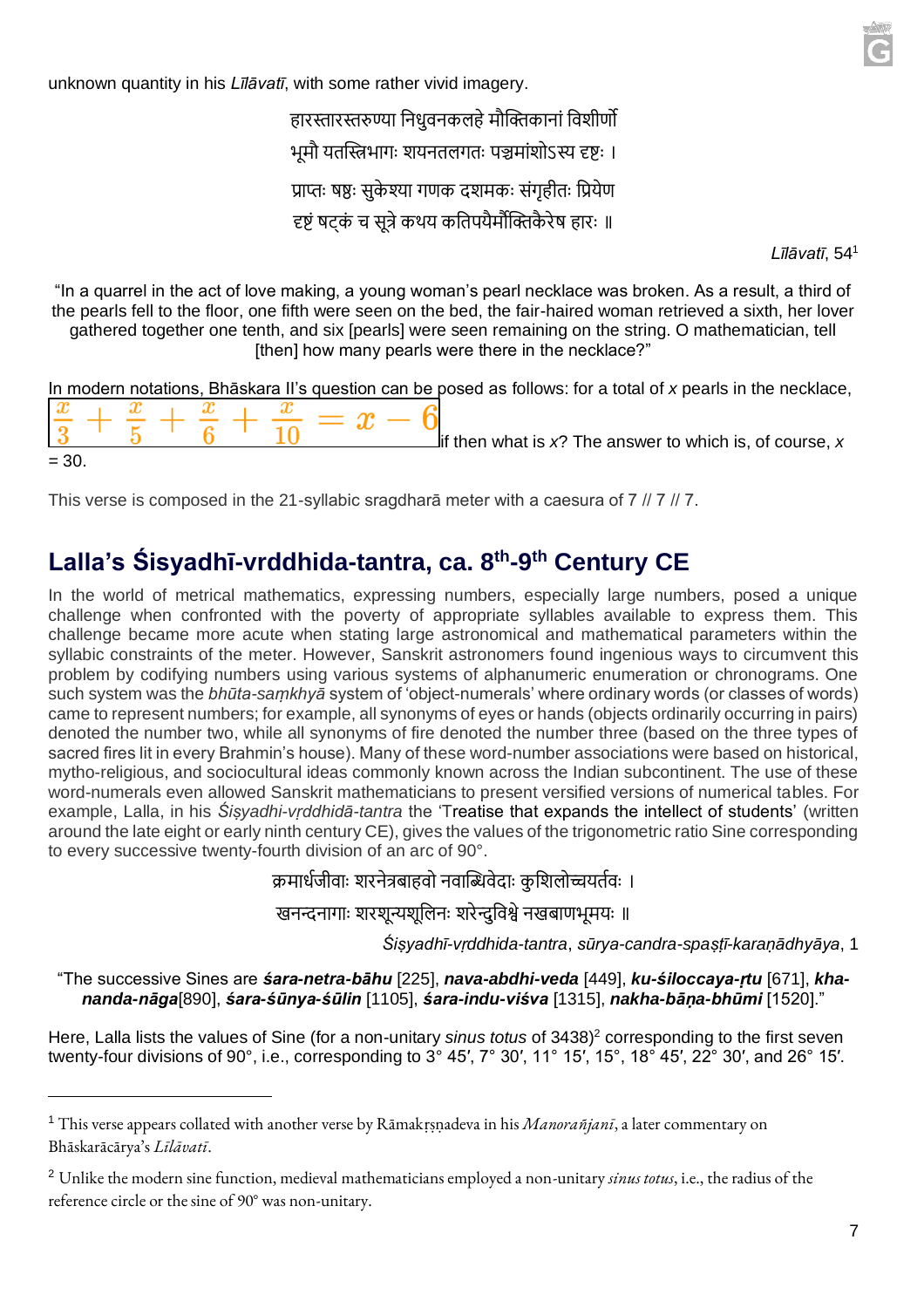unknown quantity in his *Līlāvatī*, with some rather vivid imagery.

हारस्तारस्तरुण्या निधुवनकलहे मौक्तिकानां विशीर्णो
भूमौ यतस्त्रिभागः शयनतलगतः पञ्चमांशोऽस्य दृष्टः ।
प्राप्तः षष्ठः सुकेश्या गणक दशमकः संगृहीतः प्रियेण
दृष्टं षट्कं च सूत्रे कथय कतिपयैर्मौक्तिकैरेष हारः ॥

*Līlāvatī*, 54[1]

"In a quarrel in the act of love making, a young woman's pearl necklace was broken. As a result, a third of the pearls fell to the floor, one fifth were seen on the bed, the fair-haired woman retrieved a sixth, her lover gathered together one tenth, and six [pearls] were seen remaining on the string. O mathematician, tell [then] how many pearls were there in the necklace?"

In modern notations, Bhāskara II's question can be posed as follows: for a total of $x$ pearls in the necklace, $\frac{x}{3}+\frac{x}{5}+\frac{x}{6}+\frac{x}{10}=x-6$ if then what is $x$? The answer to which is, of course, $x = 30$.

This verse is composed in the 21-syllabic sragdharā meter with a caesura of 7 // 7 // 7.

## Lalla's Śisyadhī-vrddhida-tantra, ca. 8th-9th Century CE

In the world of metrical mathematics, expressing numbers, especially large numbers, posed a unique challenge when confronted with the poverty of appropriate syllables available to express them. This challenge became more acute when stating large astronomical and mathematical parameters within the syllabic constraints of the meter. However, Sanskrit astronomers found ingenious ways to circumvent this problem by codifying numbers using various systems of alphanumeric enumeration or chronograms. One such system was the *bhūta-saṃkhyā* system of 'object-numerals' where ordinary words (or classes of words) came to represent numbers; for example, all synonyms of eyes or hands (objects ordinarily occurring in pairs) denoted the number two, while all synonyms of fire denoted the number three (based on the three types of sacred fires lit in every Brahmin's house). Many of these word-number associations were based on historical, mytho-religious, and sociocultural ideas commonly known across the Indian subcontinent. The use of these word-numerals even allowed Sanskrit mathematicians to present versified versions of numerical tables. For example, Lalla, in his *Śiṣyadhi-vṛddhidā-tantra* the 'Treatise that expands the intellect of students' (written around the late eight or early ninth century CE), gives the values of the trigonometric ratio Sine corresponding to every successive twenty-fourth division of an arc of 90°.

क्रमार्धजीवाः शरनेत्रबाहवो नवाब्धिवेदाः कुशिलोच्चयर्तवः ।
खनन्दनागाः शरशून्यशूलिनः शरेन्दुविश्वे नखबाणभूमयः ॥

*Śiṣyadhī-vṛddhida-tantra*, *sūrya-candra-spaṣṭī-karaṇādhyāya*, 1

"The successive Sines are ***śara-netra-bāhu*** [225], ***nava-abdhi-veda*** [449], ***ku-śiloccaya-ṛtu*** [671], ***kha-nanda-nāga***[890], ***śara-śūnya-śūlin*** [1105], ***śara-indu-viśva*** [1315], ***nakha-bāṇa-bhūmi*** [1520]."

Here, Lalla lists the values of Sine (for a non-unitary *sinus totus* of 3438)[2] corresponding to the first seven twenty-four divisions of 90°, i.e., corresponding to 3° 45′, 7° 30′, 11° 15′, 15°, 18° 45′, 22° 30′, and 26° 15′.

---

[1] This verse appears collated with another verse by Rāmakṛṣṇadeva in his *Manorañjanī*, a later commentary on Bhāskarācārya's *Līlāvatī*.

[2] Unlike the modern sine function, medieval mathematicians employed a non-unitary *sinus totus*, i.e., the radius of the reference circle or the sine of 90° was non-unitary.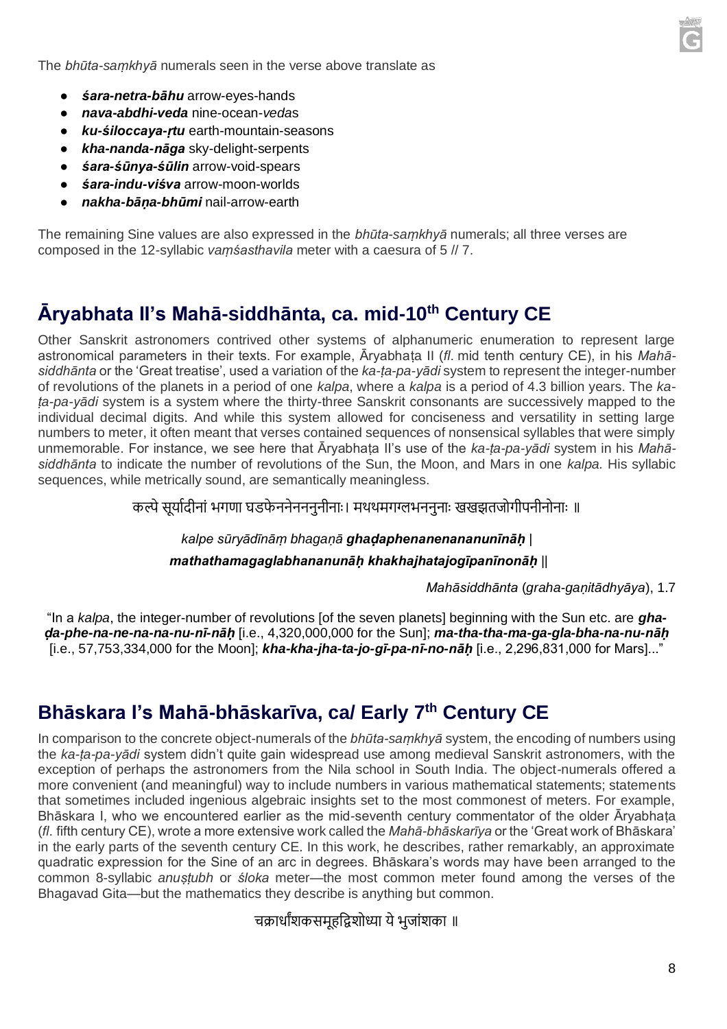The *bhūta-saṃkhyā* numerals seen in the verse above translate as

- ***śara-netra-bāhu*** arrow-eyes-hands
- ***nava-abdhi-veda*** nine-ocean-*veda*s
- ***ku-śiloccaya-ṛtu*** earth-mountain-seasons
- ***kha-nanda-nāga*** sky-delight-serpents
- ***śara-śūnya-śūlin*** arrow-void-spears
- ***śara-indu-viśva*** arrow-moon-worlds
- ***nakha-bāṇa-bhūmi*** nail-arrow-earth

The remaining Sine values are also expressed in the *bhūta-saṃkhyā* numerals; all three verses are composed in the 12-syllabic *vaṃśasthavila* meter with a caesura of 5 // 7.

## Āryabhata II's Mahā-siddhānta, ca. mid-10th Century CE

Other Sanskrit astronomers contrived other systems of alphanumeric enumeration to represent large astronomical parameters in their texts. For example, Āryabhaṭa II (*fl*. mid tenth century CE), in his *Mahā-siddhānta* or the 'Great treatise', used a variation of the *ka-ṭa-pa-yādi* system to represent the integer-number of revolutions of the planets in a period of one *kalpa*, where a *kalpa* is a period of 4.3 billion years. The *ka-ṭa-pa-yādi* system is a system where the thirty-three Sanskrit consonants are successively mapped to the individual decimal digits. And while this system allowed for conciseness and versatility in setting large numbers to meter, it often meant that verses contained sequences of nonsensical syllables that were simply unmemorable. For instance, we see here that Āryabhaṭa II's use of the *ka-ṭa-pa-yādi* system in his *Mahā-siddhānta* to indicate the number of revolutions of the Sun, the Moon, and Mars in one *kalpa.* His syllabic sequences, while metrically sound, are semantically meaningless.

कल्पे सूर्यादीनां भगणा घडफेननेननननुनीनाः। मथथमगग्लभननुनाः खखझतजोगीपनीनोनाः ॥

*kalpe sūryādīnāṃ bhagaṇā* ***ghaḍaphenanenananunīnāḥ*** |
***mathathamagaglabhananunāḥ khakhajhatajogīpanīnonāḥ*** ||

*Mahāsiddhānta* (*graha-gaṇitādhyāya*), 1.7

"In a *kalpa*, the integer-number of revolutions [of the seven planets] beginning with the Sun etc. are ***gha-ḍa-phe-na-ne-na-na-nu-nī-nāḥ*** [i.e., 4,320,000,000 for the Sun]; ***ma-tha-tha-ma-ga-gla-bha-na-nu-nāḥ*** [i.e., 57,753,334,000 for the Moon]; ***kha-kha-jha-ta-jo-gī-pa-nī-no-nāḥ*** [i.e., 2,296,831,000 for Mars]..."

## Bhāskara I's Mahā-bhāskarīva, ca/ Early 7th Century CE

In comparison to the concrete object-numerals of the *bhūta-saṃkhyā* system, the encoding of numbers using the *ka-ṭa-pa-yādi* system didn't quite gain widespread use among medieval Sanskrit astronomers, with the exception of perhaps the astronomers from the Nila school in South India. The object-numerals offered a more convenient (and meaningful) way to include numbers in various mathematical statements; statements that sometimes included ingenious algebraic insights set to the most commonest of meters. For example, Bhāskara I, who we encountered earlier as the mid-seventh century commentator of the older Āryabhaṭa (*fl*. fifth century CE), wrote a more extensive work called the *Mahā-bhāskarīya* or the 'Great work of Bhāskara' in the early parts of the seventh century CE. In this work, he describes, rather remarkably, an approximate quadratic expression for the Sine of an arc in degrees. Bhāskara's words may have been arranged to the common 8-syllabic *anuṣṭubh* or *śloka* meter—the most common meter found among the verses of the Bhagavad Gita—but the mathematics they describe is anything but common.

चक्रार्धांशकसमूहद्विशोध्या ये भुजांशका ॥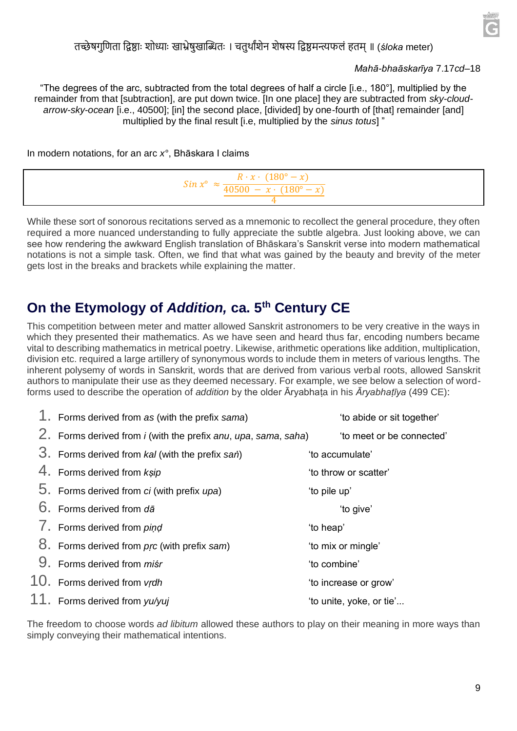तच्छेषगुणिता द्विष्ठाः शोध्याः खाभ्रेषुखाब्धितः । चतुर्थांशेन शेषस्य द्विष्ठमन्त्यफलं हतम् ॥ (*śloka* meter)

*Mahā-bhaāskarīya* 7.17*cd*–18

"The degrees of the arc, subtracted from the total degrees of half a circle [i.e., 180°], multiplied by the remainder from that [subtraction], are put down twice. [In one place] they are subtracted from *sky-cloud-arrow-sky-ocean* [i.e., 40500]; [in] the second place, [divided] by one-fourth of [that] remainder [and] multiplied by the final result [i.e, multiplied by the *sinus totus*] "

In modern notations, for an arc *x*°, Bhāskara I claims

$$Sin\ x^{\circ} \approx \frac{R \cdot x \cdot (180^{\circ} - x)}{\frac{40500 - x \cdot (180^{\circ} - x)}{4}}$$

While these sort of sonorous recitations served as a mnemonic to recollect the general procedure, they often required a more nuanced understanding to fully appreciate the subtle algebra. Just looking above, we can see how rendering the awkward English translation of Bhāskara's Sanskrit verse into modern mathematical notations is not a simple task. Often, we find that what was gained by the beauty and brevity of the meter gets lost in the breaks and brackets while explaining the matter.

## On the Etymology of *Addition,* ca. 5th Century CE

This competition between meter and matter allowed Sanskrit astronomers to be very creative in the ways in which they presented their mathematics. As we have seen and heard thus far, encoding numbers became vital to describing mathematics in metrical poetry. Likewise, arithmetic operations like addition, multiplication, division etc. required a large artillery of synonymous words to include them in meters of various lengths. The inherent polysemy of words in Sanskrit, words that are derived from various verbal roots, allowed Sanskrit authors to manipulate their use as they deemed necessary. For example, we see below a selection of word-forms used to describe the operation of *addition* by the older Āryabhaṭa in his *Āryabhaṭīya* (499 CE):

1. Forms derived from *as* (with the prefix *sama*) — 'to abide or sit together'
2. Forms derived from *i* (with the prefix *anu*, *upa*, *sama*, *saha*) — 'to meet or be connected'
3. Forms derived from *kal* (with the prefix *saṅ*) — 'to accumulate'
4. Forms derived from *kṣip* — 'to throw or scatter'
5. Forms derived from *ci* (with prefix *upa*) — 'to pile up'
6. Forms derived from *dā* — 'to give'
7. Forms derived from *piṇḍ* — 'to heap'
8. Forms derived from *pṛc* (with prefix *sam*) — 'to mix or mingle'
9. Forms derived from *miśr* — 'to combine'
10. Forms derived from *vṛdh* — 'to increase or grow'
11. Forms derived from *yu/yuj* — 'to unite, yoke, or tie'...

The freedom to choose words *ad libitum* allowed these authors to play on their meaning in more ways than simply conveying their mathematical intentions.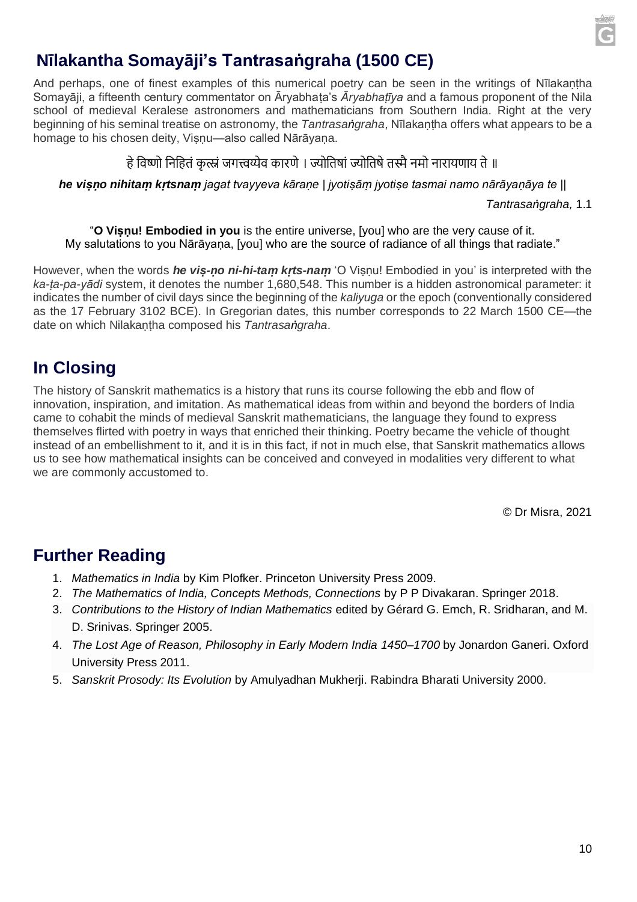## Nīlakantha Somayāji's Tantrasaṅgraha (1500 CE)

And perhaps, one of finest examples of this numerical poetry can be seen in the writings of Nīlakaṇṭha Somayāji, a fifteenth century commentator on Āryabhaṭa's *Āryabhaṭīya* and a famous proponent of the Nila school of medieval Keralese astronomers and mathematicians from Southern India. Right at the very beginning of his seminal treatise on astronomy, the *Tantrasaṅgraha*, Nīlakaṇṭha offers what appears to be a homage to his chosen deity, Viṣṇu—also called Nārāyaṇa.

हे विष्णो निहितं कृत्स्नं जगत्त्वय्येव कारणे । ज्योतिषां ज्योतिषे तस्मै नमो नारायणाय ते ॥

***he viṣṇo nihitaṃ kṛtsnaṃ*** *jagat tvayyeva kāraṇe | jyotiṣāṃ jyotiṣe tasmai namo nārāyaṇāya te ||*

*Tantrasaṅgraha,* 1.1

"**O Viṣṇu! Embodied in you** is the entire universe, [you] who are the very cause of it.
My salutations to you Nārāyaṇa, [you] who are the source of radiance of all things that radiate."

However, when the words ***he viṣ-ṇo ni-hi-taṃ kṛts-naṃ*** 'O Viṣṇu! Embodied in you' is interpreted with the *ka-ṭa-pa-yādi* system, it denotes the number 1,680,548. This number is a hidden astronomical parameter: it indicates the number of civil days since the beginning of the *kaliyuga* or the epoch (conventionally considered as the 17 February 3102 BCE). In Gregorian dates, this number corresponds to 22 March 1500 CE—the date on which Nilakaṇṭha composed his *Tantrasaṅgraha*.

## In Closing

The history of Sanskrit mathematics is a history that runs its course following the ebb and flow of innovation, inspiration, and imitation. As mathematical ideas from within and beyond the borders of India came to cohabit the minds of medieval Sanskrit mathematicians, the language they found to express themselves flirted with poetry in ways that enriched their thinking. Poetry became the vehicle of thought instead of an embellishment to it, and it is in this fact, if not in much else, that Sanskrit mathematics allows us to see how mathematical insights can be conceived and conveyed in modalities very different to what we are commonly accustomed to.

© Dr Misra, 2021

## Further Reading

1. *Mathematics in India* by Kim Plofker. Princeton University Press 2009.
2. *The Mathematics of India, Concepts Methods, Connections* by P P Divakaran. Springer 2018.
3. *Contributions to the History of Indian Mathematics* edited by Gérard G. Emch, R. Sridharan, and M. D. Srinivas. Springer 2005.
4. *The Lost Age of Reason, Philosophy in Early Modern India 1450–1700* by Jonardon Ganeri. Oxford University Press 2011.
5. *Sanskrit Prosody: Its Evolution* by Amulyadhan Mukherji. Rabindra Bharati University 2000.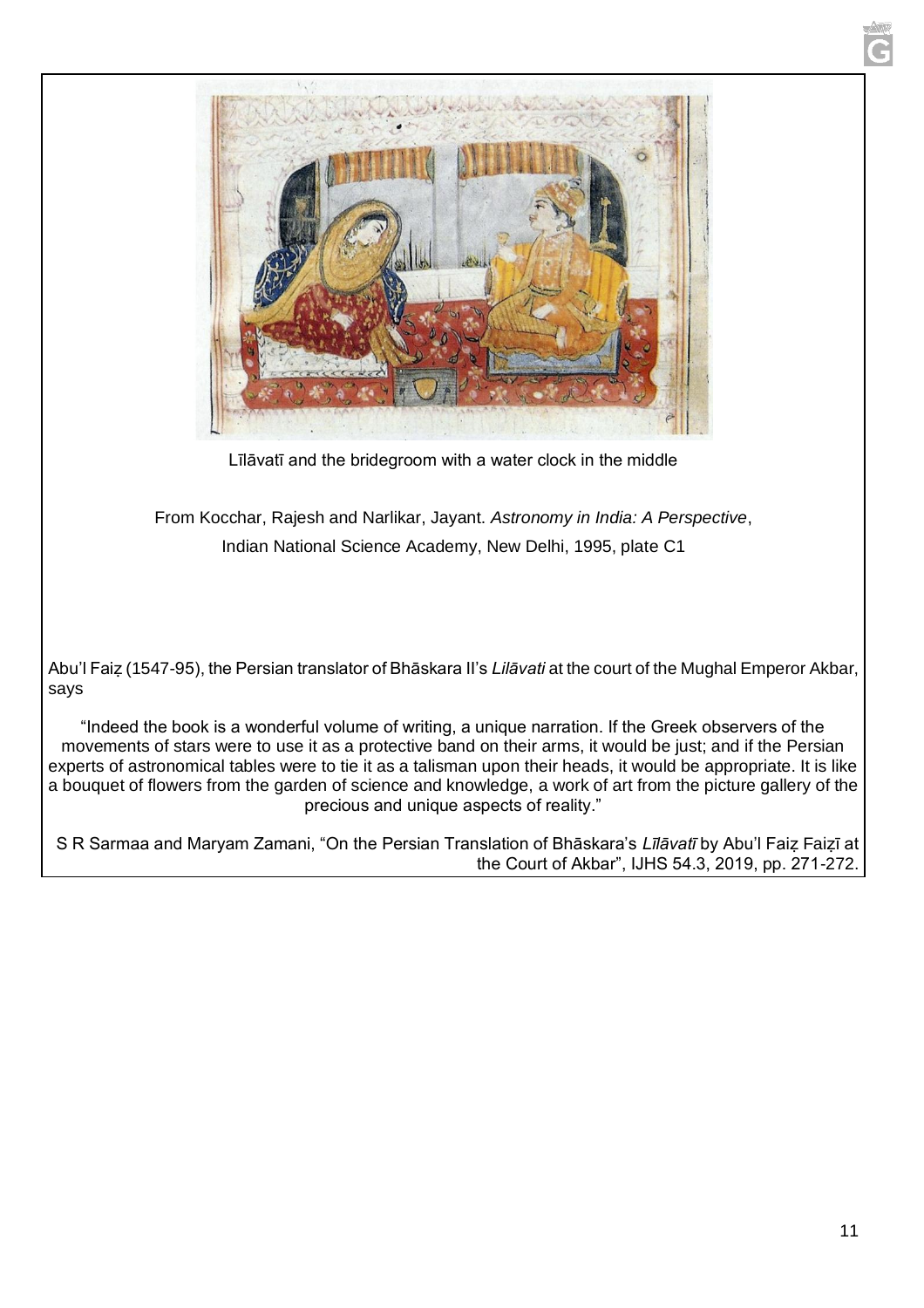Līlāvatī and the bridegroom with a water clock in the middle

From Kocchar, Rajesh and Narlikar, Jayant. *Astronomy in India: A Perspective*, Indian National Science Academy, New Delhi, 1995, plate C1

Abu'l Faiẓ (1547-95), the Persian translator of Bhāskara II's *Lilāvati* at the court of the Mughal Emperor Akbar, says

"Indeed the book is a wonderful volume of writing, a unique narration. If the Greek observers of the movements of stars were to use it as a protective band on their arms, it would be just; and if the Persian experts of astronomical tables were to tie it as a talisman upon their heads, it would be appropriate. It is like a bouquet of flowers from the garden of science and knowledge, a work of art from the picture gallery of the precious and unique aspects of reality."

S R Sarmaa and Maryam Zamani, "On the Persian Translation of Bhāskara's *Līlāvatī* by Abu'l Faiẓ Faiẓī at the Court of Akbar", IJHS 54.3, 2019, pp. 271-272.